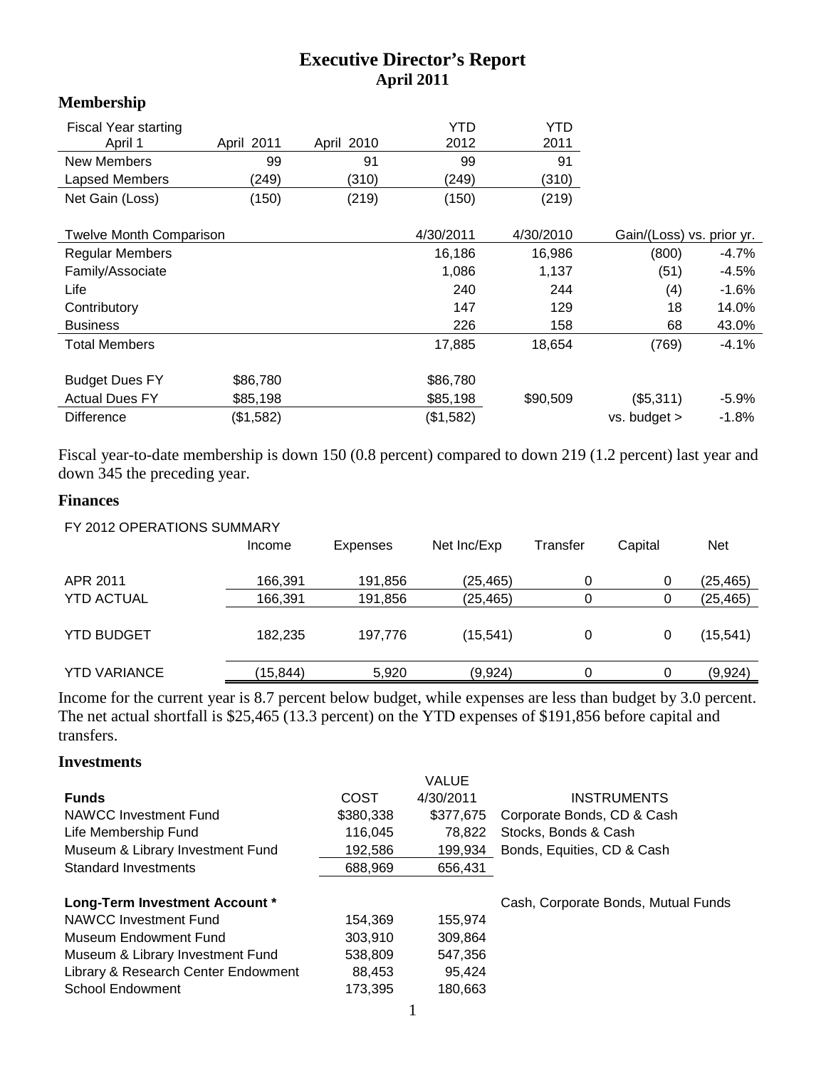# Executive Director's Report
## April 2011

### Membership

| Fiscal Year starting April 1 | April 2011 | April 2010 | YTD 2012 | YTD 2011 | | |
|---|---|---|---|---|---|---|
| New Members | 99 | 91 | 99 | 91 | | |
| Lapsed Members | (249) | (310) | (249) | (310) | | |
| Net Gain (Loss) | (150) | (219) | (150) | (219) | | |
| | | | | | | |
| Twelve Month Comparison | | | 4/30/2011 | 4/30/2010 | Gain/(Loss) vs. prior yr. | |
| Regular Members | | | 16,186 | 16,986 | (800) | -4.7% |
| Family/Associate | | | 1,086 | 1,137 | (51) | -4.5% |
| Life | | | 240 | 244 | (4) | -1.6% |
| Contributory | | | 147 | 129 | 18 | 14.0% |
| Business | | | 226 | 158 | 68 | 43.0% |
| Total Members | | | 17,885 | 18,654 | (769) | -4.1% |
| | | | | | | |
| Budget Dues FY | $86,780 | | $86,780 | | | |
| Actual Dues FY | $85,198 | | $85,198 | $90,509 | ($5,311) | -5.9% |
| Difference | ($1,582) | | ($1,582) | | vs. budget > | -1.8% |

Fiscal year-to-date membership is down 150 (0.8 percent) compared to down 219 (1.2 percent) last year and down 345 the preceding year.

### Finances

FY 2012 OPERATIONS SUMMARY

| | Income | Expenses | Net Inc/Exp | Transfer | Capital | Net |
|---|---|---|---|---|---|---|
| APR 2011 | 166,391 | 191,856 | (25,465) | 0 | 0 | (25,465) |
| YTD ACTUAL | 166,391 | 191,856 | (25,465) | 0 | 0 | (25,465) |
| YTD BUDGET | 182,235 | 197,776 | (15,541) | 0 | 0 | (15,541) |
| YTD VARIANCE | (15,844) | 5,920 | (9,924) | 0 | 0 | (9,924) |

Income for the current year is 8.7 percent below budget, while expenses are less than budget by 3.0 percent. The net actual shortfall is $25,465 (13.3 percent) on the YTD expenses of $191,856 before capital and transfers.

### Investments

| **Funds** | COST | VALUE 4/30/2011 | INSTRUMENTS |
|---|---|---|---|
| NAWCC Investment Fund | $380,338 | $377,675 | Corporate Bonds, CD & Cash |
| Life Membership Fund | 116,045 | 78,822 | Stocks, Bonds & Cash |
| Museum & Library Investment Fund | 192,586 | 199,934 | Bonds, Equities, CD & Cash |
| Standard Investments | 688,969 | 656,431 | |
| | | | |
| **Long-Term Investment Account *** | | | Cash, Corporate Bonds, Mutual Funds |
| NAWCC Investment Fund | 154,369 | 155,974 | |
| Museum Endowment Fund | 303,910 | 309,864 | |
| Museum & Library Investment Fund | 538,809 | 547,356 | |
| Library & Research Center Endowment | 88,453 | 95,424 | |
| School Endowment | 173,395 | 180,663 | |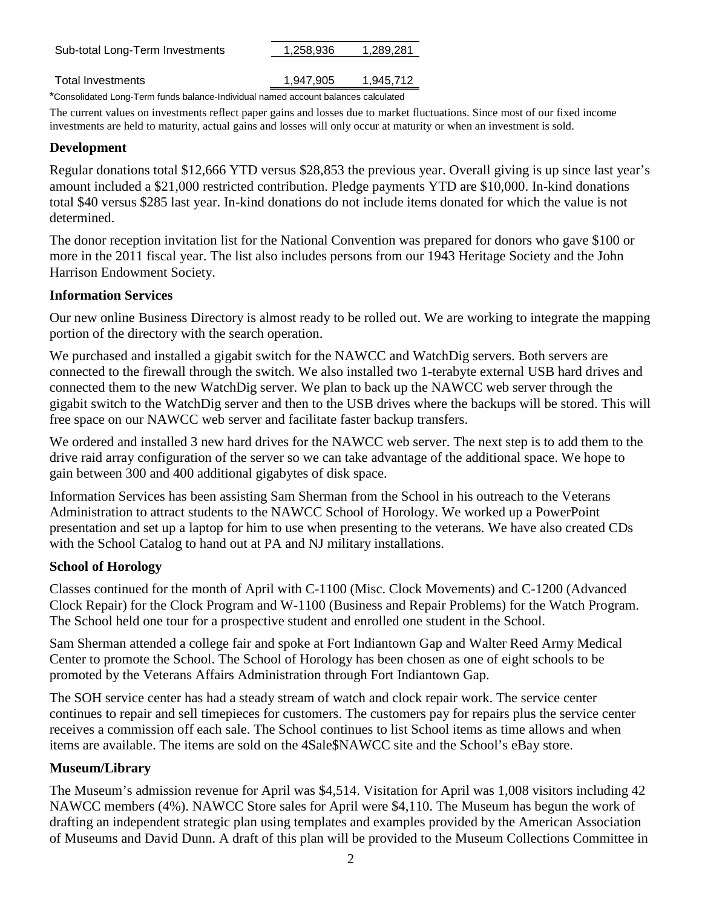| | | |
|---|---|---|
| Sub-total Long-Term Investments | 1,258,936 | 1,289,281 |
| Total Investments | 1,947,905 | 1,945,712 |

*Consolidated Long-Term funds balance-Individual named account balances calculated

The current values on investments reflect paper gains and losses due to market fluctuations. Since most of our fixed income investments are held to maturity, actual gains and losses will only occur at maturity or when an investment is sold.

## Development

Regular donations total $12,666 YTD versus $28,853 the previous year. Overall giving is up since last year's amount included a $21,000 restricted contribution. Pledge payments YTD are $10,000. In-kind donations total $40 versus $285 last year. In-kind donations do not include items donated for which the value is not determined.

The donor reception invitation list for the National Convention was prepared for donors who gave $100 or more in the 2011 fiscal year. The list also includes persons from our 1943 Heritage Society and the John Harrison Endowment Society.

## Information Services

Our new online Business Directory is almost ready to be rolled out. We are working to integrate the mapping portion of the directory with the search operation.

We purchased and installed a gigabit switch for the NAWCC and WatchDig servers. Both servers are connected to the firewall through the switch. We also installed two 1-terabyte external USB hard drives and connected them to the new WatchDig server. We plan to back up the NAWCC web server through the gigabit switch to the WatchDig server and then to the USB drives where the backups will be stored. This will free space on our NAWCC web server and facilitate faster backup transfers.

We ordered and installed 3 new hard drives for the NAWCC web server. The next step is to add them to the drive raid array configuration of the server so we can take advantage of the additional space. We hope to gain between 300 and 400 additional gigabytes of disk space.

Information Services has been assisting Sam Sherman from the School in his outreach to the Veterans Administration to attract students to the NAWCC School of Horology. We worked up a PowerPoint presentation and set up a laptop for him to use when presenting to the veterans. We have also created CDs with the School Catalog to hand out at PA and NJ military installations.

## School of Horology

Classes continued for the month of April with C-1100 (Misc. Clock Movements) and C-1200 (Advanced Clock Repair) for the Clock Program and W-1100 (Business and Repair Problems) for the Watch Program. The School held one tour for a prospective student and enrolled one student in the School.

Sam Sherman attended a college fair and spoke at Fort Indiantown Gap and Walter Reed Army Medical Center to promote the School. The School of Horology has been chosen as one of eight schools to be promoted by the Veterans Affairs Administration through Fort Indiantown Gap.

The SOH service center has had a steady stream of watch and clock repair work. The service center continues to repair and sell timepieces for customers. The customers pay for repairs plus the service center receives a commission off each sale. The School continues to list School items as time allows and when items are available. The items are sold on the 4Sale$NAWCC site and the School's eBay store.

## Museum/Library

The Museum's admission revenue for April was $4,514. Visitation for April was 1,008 visitors including 42 NAWCC members (4%). NAWCC Store sales for April were $4,110. The Museum has begun the work of drafting an independent strategic plan using templates and examples provided by the American Association of Museums and David Dunn. A draft of this plan will be provided to the Museum Collections Committee in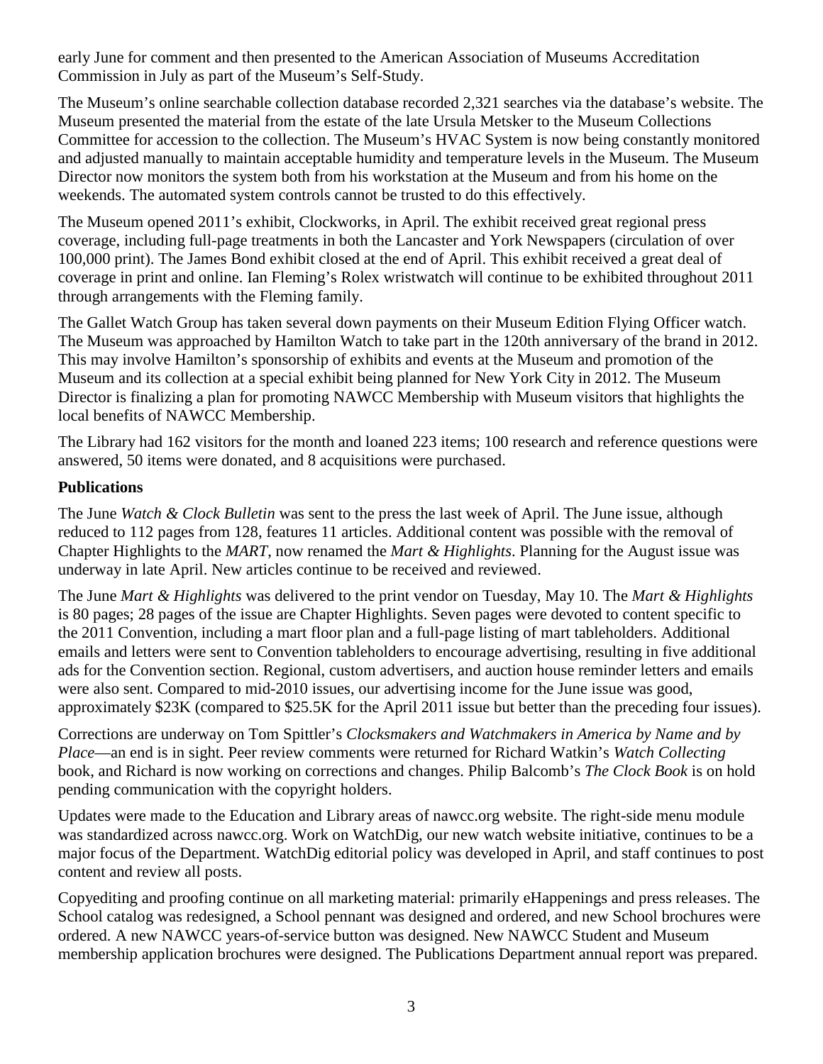early June for comment and then presented to the American Association of Museums Accreditation Commission in July as part of the Museum's Self-Study.

The Museum's online searchable collection database recorded 2,321 searches via the database's website. The Museum presented the material from the estate of the late Ursula Metsker to the Museum Collections Committee for accession to the collection. The Museum's HVAC System is now being constantly monitored and adjusted manually to maintain acceptable humidity and temperature levels in the Museum. The Museum Director now monitors the system both from his workstation at the Museum and from his home on the weekends. The automated system controls cannot be trusted to do this effectively.

The Museum opened 2011's exhibit, Clockworks, in April. The exhibit received great regional press coverage, including full-page treatments in both the Lancaster and York Newspapers (circulation of over 100,000 print). The James Bond exhibit closed at the end of April. This exhibit received a great deal of coverage in print and online. Ian Fleming's Rolex wristwatch will continue to be exhibited throughout 2011 through arrangements with the Fleming family.

The Gallet Watch Group has taken several down payments on their Museum Edition Flying Officer watch. The Museum was approached by Hamilton Watch to take part in the 120th anniversary of the brand in 2012. This may involve Hamilton's sponsorship of exhibits and events at the Museum and promotion of the Museum and its collection at a special exhibit being planned for New York City in 2012. The Museum Director is finalizing a plan for promoting NAWCC Membership with Museum visitors that highlights the local benefits of NAWCC Membership.

The Library had 162 visitors for the month and loaned 223 items; 100 research and reference questions were answered, 50 items were donated, and 8 acquisitions were purchased.

**Publications**

The June *Watch & Clock Bulletin* was sent to the press the last week of April. The June issue, although reduced to 112 pages from 128, features 11 articles. Additional content was possible with the removal of Chapter Highlights to the *MART*, now renamed the *Mart & Highlights*. Planning for the August issue was underway in late April. New articles continue to be received and reviewed.

The June *Mart & Highlights* was delivered to the print vendor on Tuesday, May 10. The *Mart & Highlights* is 80 pages; 28 pages of the issue are Chapter Highlights. Seven pages were devoted to content specific to the 2011 Convention, including a mart floor plan and a full-page listing of mart tableholders. Additional emails and letters were sent to Convention tableholders to encourage advertising, resulting in five additional ads for the Convention section. Regional, custom advertisers, and auction house reminder letters and emails were also sent. Compared to mid-2010 issues, our advertising income for the June issue was good, approximately \$23K (compared to \$25.5K for the April 2011 issue but better than the preceding four issues).

Corrections are underway on Tom Spittler's *Clocksmakers and Watchmakers in America by Name and by Place*—an end is in sight. Peer review comments were returned for Richard Watkin's *Watch Collecting* book, and Richard is now working on corrections and changes. Philip Balcomb's *The Clock Book* is on hold pending communication with the copyright holders.

Updates were made to the Education and Library areas of nawcc.org website. The right-side menu module was standardized across nawcc.org. Work on WatchDig, our new watch website initiative, continues to be a major focus of the Department. WatchDig editorial policy was developed in April, and staff continues to post content and review all posts.

Copyediting and proofing continue on all marketing material: primarily eHappenings and press releases. The School catalog was redesigned, a School pennant was designed and ordered, and new School brochures were ordered. A new NAWCC years-of-service button was designed. New NAWCC Student and Museum membership application brochures were designed. The Publications Department annual report was prepared.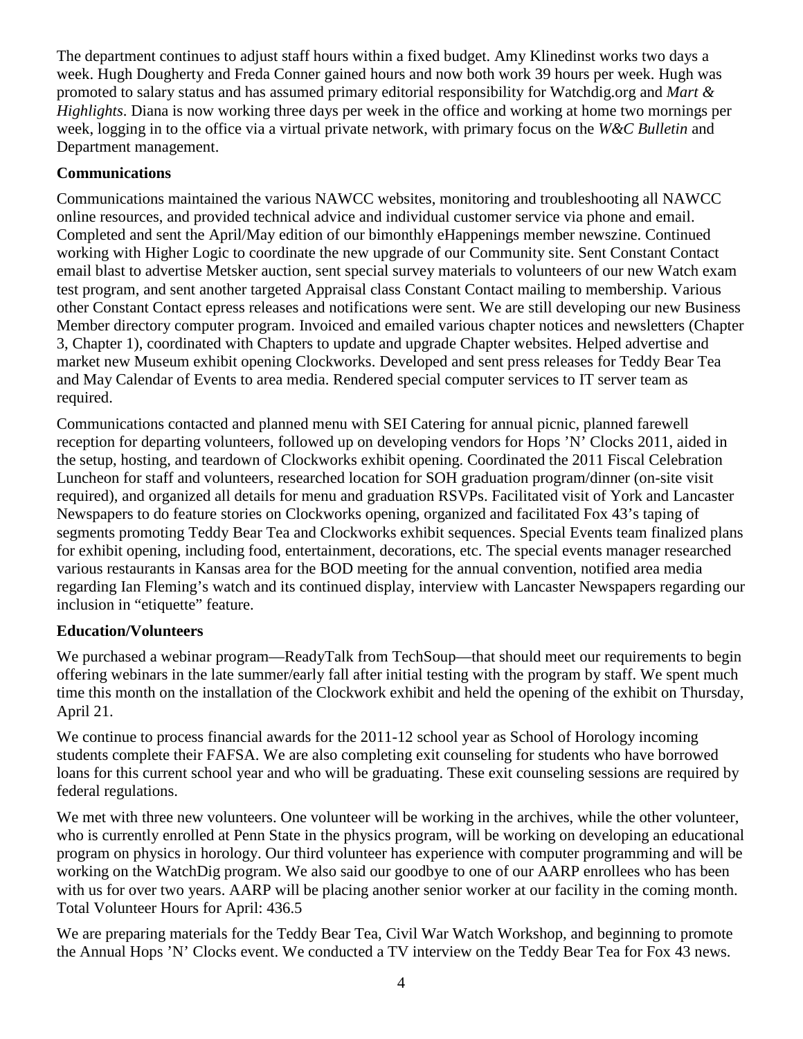The department continues to adjust staff hours within a fixed budget. Amy Klinedinst works two days a week. Hugh Dougherty and Freda Conner gained hours and now both work 39 hours per week. Hugh was promoted to salary status and has assumed primary editorial responsibility for Watchdig.org and *Mart & Highlights*. Diana is now working three days per week in the office and working at home two mornings per week, logging in to the office via a virtual private network, with primary focus on the *W&C Bulletin* and Department management.

**Communications**

Communications maintained the various NAWCC websites, monitoring and troubleshooting all NAWCC online resources, and provided technical advice and individual customer service via phone and email. Completed and sent the April/May edition of our bimonthly eHappenings member newszine. Continued working with Higher Logic to coordinate the new upgrade of our Community site. Sent Constant Contact email blast to advertise Metsker auction, sent special survey materials to volunteers of our new Watch exam test program, and sent another targeted Appraisal class Constant Contact mailing to membership. Various other Constant Contact epress releases and notifications were sent. We are still developing our new Business Member directory computer program. Invoiced and emailed various chapter notices and newsletters (Chapter 3, Chapter 1), coordinated with Chapters to update and upgrade Chapter websites. Helped advertise and market new Museum exhibit opening Clockworks. Developed and sent press releases for Teddy Bear Tea and May Calendar of Events to area media. Rendered special computer services to IT server team as required.

Communications contacted and planned menu with SEI Catering for annual picnic, planned farewell reception for departing volunteers, followed up on developing vendors for Hops 'N' Clocks 2011, aided in the setup, hosting, and teardown of Clockworks exhibit opening. Coordinated the 2011 Fiscal Celebration Luncheon for staff and volunteers, researched location for SOH graduation program/dinner (on-site visit required), and organized all details for menu and graduation RSVPs. Facilitated visit of York and Lancaster Newspapers to do feature stories on Clockworks opening, organized and facilitated Fox 43's taping of segments promoting Teddy Bear Tea and Clockworks exhibit sequences. Special Events team finalized plans for exhibit opening, including food, entertainment, decorations, etc. The special events manager researched various restaurants in Kansas area for the BOD meeting for the annual convention, notified area media regarding Ian Fleming's watch and its continued display, interview with Lancaster Newspapers regarding our inclusion in "etiquette" feature.

**Education/Volunteers**

We purchased a webinar program—ReadyTalk from TechSoup—that should meet our requirements to begin offering webinars in the late summer/early fall after initial testing with the program by staff. We spent much time this month on the installation of the Clockwork exhibit and held the opening of the exhibit on Thursday, April 21.

We continue to process financial awards for the 2011-12 school year as School of Horology incoming students complete their FAFSA. We are also completing exit counseling for students who have borrowed loans for this current school year and who will be graduating. These exit counseling sessions are required by federal regulations.

We met with three new volunteers. One volunteer will be working in the archives, while the other volunteer, who is currently enrolled at Penn State in the physics program, will be working on developing an educational program on physics in horology. Our third volunteer has experience with computer programming and will be working on the WatchDig program. We also said our goodbye to one of our AARP enrollees who has been with us for over two years. AARP will be placing another senior worker at our facility in the coming month. Total Volunteer Hours for April: 436.5

We are preparing materials for the Teddy Bear Tea, Civil War Watch Workshop, and beginning to promote the Annual Hops 'N' Clocks event. We conducted a TV interview on the Teddy Bear Tea for Fox 43 news.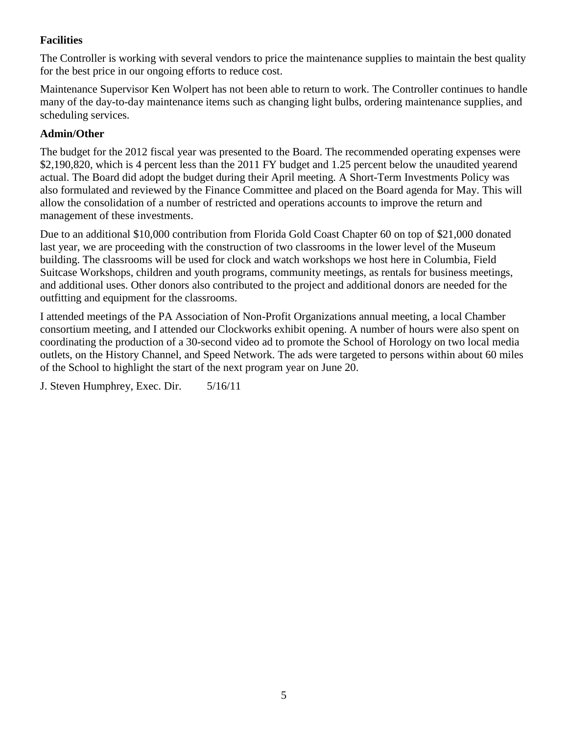**Facilities**

The Controller is working with several vendors to price the maintenance supplies to maintain the best quality for the best price in our ongoing efforts to reduce cost.

Maintenance Supervisor Ken Wolpert has not been able to return to work. The Controller continues to handle many of the day-to-day maintenance items such as changing light bulbs, ordering maintenance supplies, and scheduling services.

**Admin/Other**

The budget for the 2012 fiscal year was presented to the Board. The recommended operating expenses were $2,190,820, which is 4 percent less than the 2011 FY budget and 1.25 percent below the unaudited yearend actual. The Board did adopt the budget during their April meeting. A Short-Term Investments Policy was also formulated and reviewed by the Finance Committee and placed on the Board agenda for May. This will allow the consolidation of a number of restricted and operations accounts to improve the return and management of these investments.

Due to an additional $10,000 contribution from Florida Gold Coast Chapter 60 on top of $21,000 donated last year, we are proceeding with the construction of two classrooms in the lower level of the Museum building. The classrooms will be used for clock and watch workshops we host here in Columbia, Field Suitcase Workshops, children and youth programs, community meetings, as rentals for business meetings, and additional uses. Other donors also contributed to the project and additional donors are needed for the outfitting and equipment for the classrooms.

I attended meetings of the PA Association of Non-Profit Organizations annual meeting, a local Chamber consortium meeting, and I attended our Clockworks exhibit opening. A number of hours were also spent on coordinating the production of a 30-second video ad to promote the School of Horology on two local media outlets, on the History Channel, and Speed Network. The ads were targeted to persons within about 60 miles of the School to highlight the start of the next program year on June 20.

J. Steven Humphrey, Exec. Dir. 5/16/11